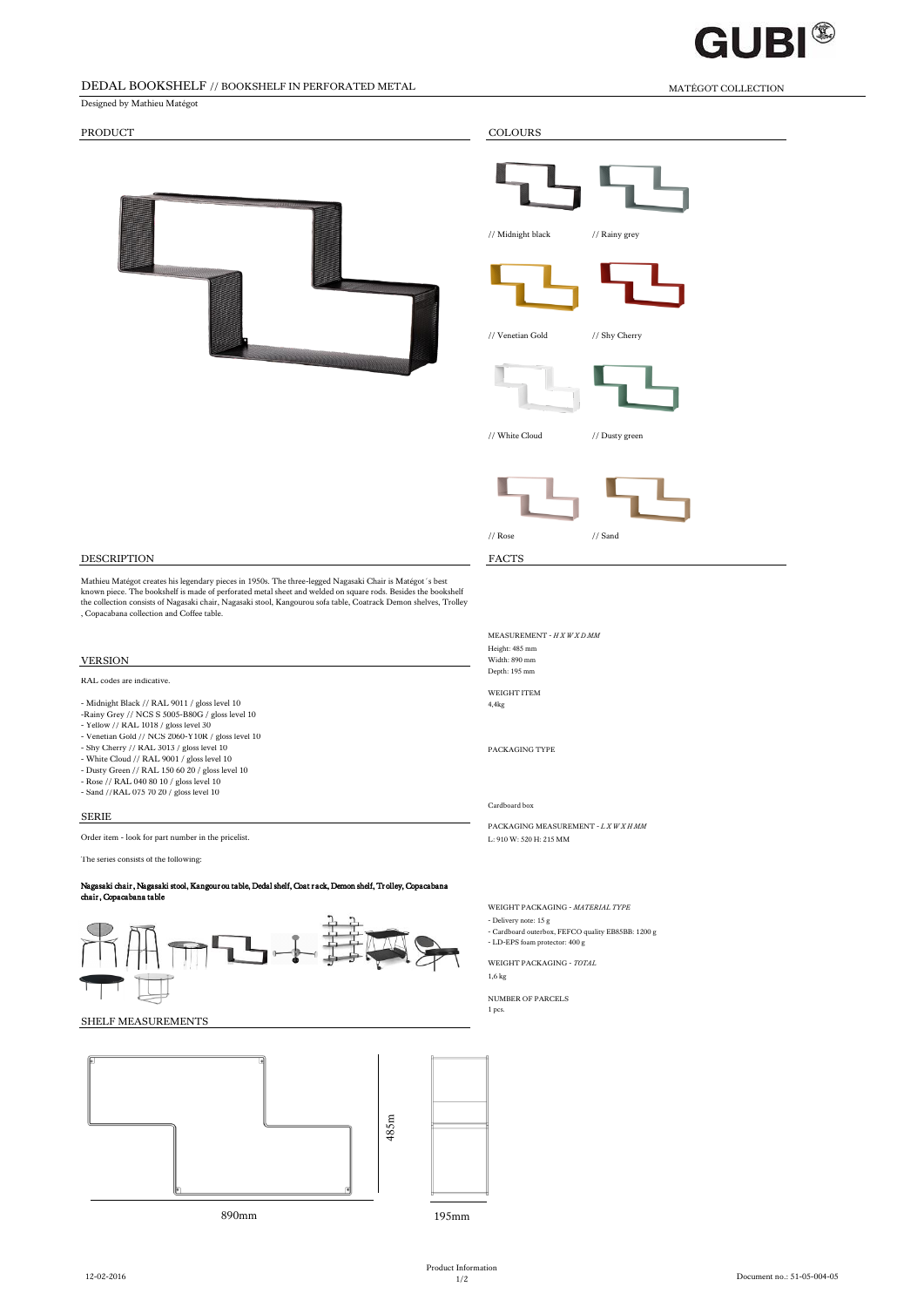# DEDAL BOOKSHELF // BOOKSHELF IN PERFORATED METAL

MATÉGOT COLLECTION

Designed by Mathieu Matégot

## PRODUCT

## COLOURS

// Midnight black

// Rainy grey

// Venetian Gold

// Shy Cherry

// White Cloud

// Dusty green

// Rose

// Sand

## DESCRIPTION

Mathieu Matégot creates his legendary pieces in 1950s. The three-legged Nagasaki Chair is Matégot´s best known piece. The bookshelf is made of perforated metal sheet and welded on square rods. Besides the bookshelf the collection consists of Nagasaki chair, Nagasaki stool, Kangourou sofa table, Coatrack Demon shelves, Trolley , Copacabana collection and Coffee table.

## VERSION

RAL codes are indicative.

- Midnight Black // RAL 9011 / gloss level 10
-Rainy Grey // NCS S 5005-B80G / gloss level 10
- Yellow // RAL 1018 / gloss level 30
- Venetian Gold // NCS 2060-Y10R / gloss level 10
- Shy Cherry // RAL 3013 / gloss level 10
- White Cloud // RAL 9001 / gloss level 10
- Dusty Green // RAL 150 60 20 / gloss level 10
- Rose // RAL 040 80 10 / gloss level 10
- Sand //RAL 075 70 20 / gloss level 10

## SERIE

Order item - look for part number in the pricelist.

The series consists of the following:

**Nagasaki chair, Nagasaki stool, Kangourou table, Dedal shelf, Coat rack, Demon shelf, Trolley, Copacabana chair, Copacabana table**

## FACTS

MEASUREMENT - *H X W X D MM*

Height: 485 mm
Width: 890 mm
Depth: 195 mm

WEIGHT ITEM

4,4kg

PACKAGING TYPE

Cardboard box

PACKAGING MEASUREMENT - *L X W X H MM*

L: 910 W: 520 H: 215 MM

WEIGHT PACKAGING - *MATERIAL TYPE*

- Delivery note: 15 g
- Cardboard outerbox, FEFCO quality EB85BB: 1200 g
- LD-EPS foam protector: 400 g

WEIGHT PACKAGING - *TOTAL*

1,6 kg

NUMBER OF PARCELS

1 pcs.

## SHELF MEASUREMENTS

485m

890mm

195mm

12-02-2016

Product Information

Document no.: 51-05-004-05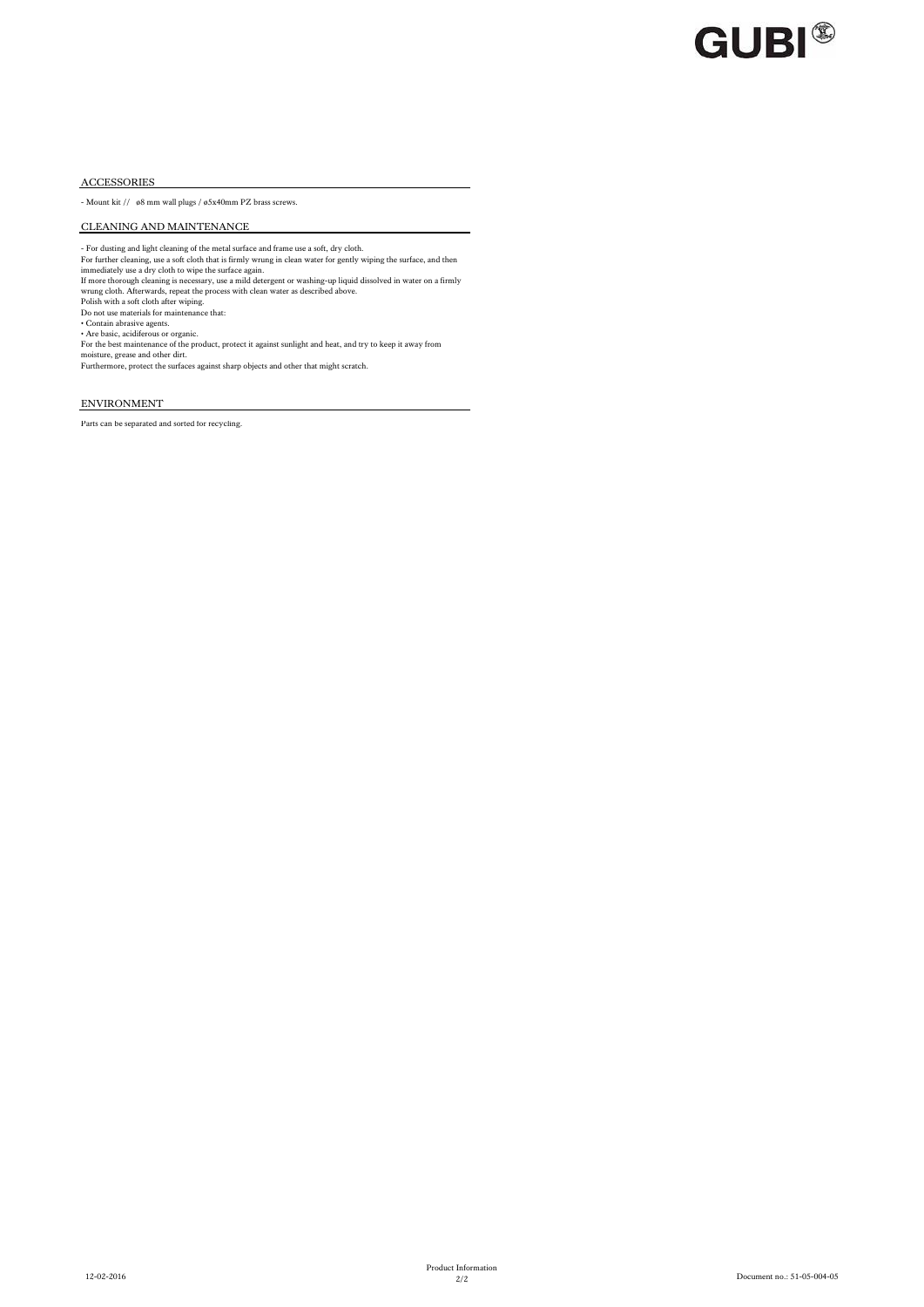## ACCESSORIES

- Mount kit // ø8 mm wall plugs / ø5x40mm PZ brass screws.

## CLEANING AND MAINTENANCE

- For dusting and light cleaning of the metal surface and frame use a soft, dry cloth.
For further cleaning, use a soft cloth that is firmly wrung in clean water for gently wiping the surface, and then immediately use a dry cloth to wipe the surface again.
If more thorough cleaning is necessary, use a mild detergent or washing-up liquid dissolved in water on a firmly wrung cloth. Afterwards, repeat the process with clean water as described above.
Polish with a soft cloth after wiping.
Do not use materials for maintenance that:
• Contain abrasive agents.
• Are basic, acidiferous or organic.
For the best maintenance of the product, protect it against sunlight and heat, and try to keep it away from moisture, grease and other dirt.
Furthermore, protect the surfaces against sharp objects and other that might scratch.

## ENVIRONMENT

Parts can be separated and sorted for recycling.